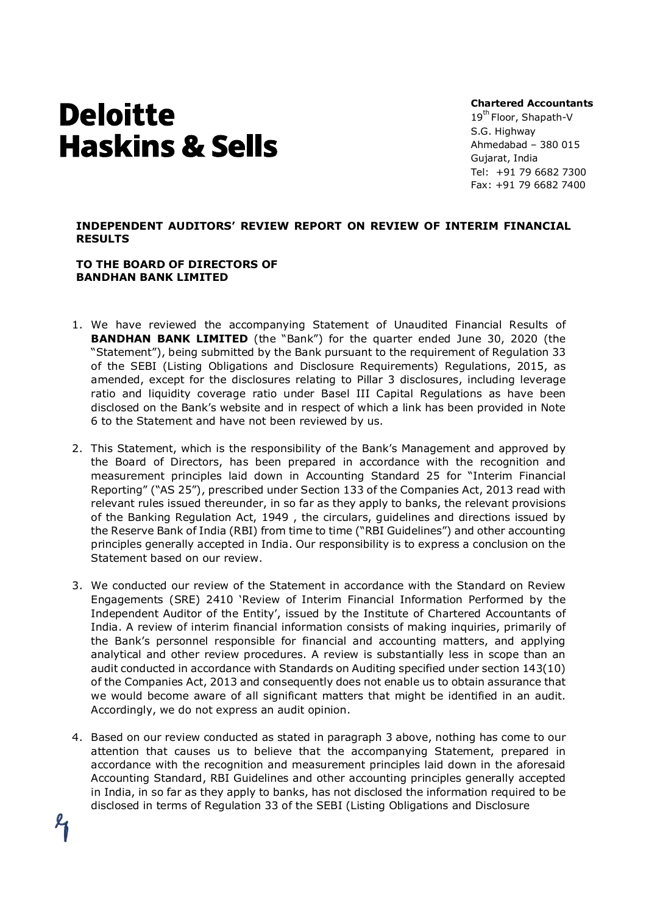# Deloitte Haskins & Sells

**Chartered Accountants**
19th Floor, Shapath-V
S.G. Highway
Ahmedabad – 380 015
Gujarat, India
Tel: +91 79 6682 7300
Fax: +91 79 6682 7400

**INDEPENDENT AUDITORS' REVIEW REPORT ON REVIEW OF INTERIM FINANCIAL RESULTS**

**TO THE BOARD OF DIRECTORS OF**
**BANDHAN BANK LIMITED**

1. We have reviewed the accompanying Statement of Unaudited Financial Results of **BANDHAN BANK LIMITED** (the "Bank") for the quarter ended June 30, 2020 (the "Statement"), being submitted by the Bank pursuant to the requirement of Regulation 33 of the SEBI (Listing Obligations and Disclosure Requirements) Regulations, 2015, as amended, except for the disclosures relating to Pillar 3 disclosures, including leverage ratio and liquidity coverage ratio under Basel III Capital Regulations as have been disclosed on the Bank's website and in respect of which a link has been provided in Note 6 to the Statement and have not been reviewed by us.

2. This Statement, which is the responsibility of the Bank's Management and approved by the Board of Directors, has been prepared in accordance with the recognition and measurement principles laid down in Accounting Standard 25 for "Interim Financial Reporting" ("AS 25"), prescribed under Section 133 of the Companies Act, 2013 read with relevant rules issued thereunder, in so far as they apply to banks, the relevant provisions of the Banking Regulation Act, 1949 , the circulars, guidelines and directions issued by the Reserve Bank of India (RBI) from time to time ("RBI Guidelines") and other accounting principles generally accepted in India. Our responsibility is to express a conclusion on the Statement based on our review.

3. We conducted our review of the Statement in accordance with the Standard on Review Engagements (SRE) 2410 'Review of Interim Financial Information Performed by the Independent Auditor of the Entity', issued by the Institute of Chartered Accountants of India. A review of interim financial information consists of making inquiries, primarily of the Bank's personnel responsible for financial and accounting matters, and applying analytical and other review procedures. A review is substantially less in scope than an audit conducted in accordance with Standards on Auditing specified under section 143(10) of the Companies Act, 2013 and consequently does not enable us to obtain assurance that we would become aware of all significant matters that might be identified in an audit. Accordingly, we do not express an audit opinion.

4. Based on our review conducted as stated in paragraph 3 above, nothing has come to our attention that causes us to believe that the accompanying Statement, prepared in accordance with the recognition and measurement principles laid down in the aforesaid Accounting Standard, RBI Guidelines and other accounting principles generally accepted in India, in so far as they apply to banks, has not disclosed the information required to be disclosed in terms of Regulation 33 of the SEBI (Listing Obligations and Disclosure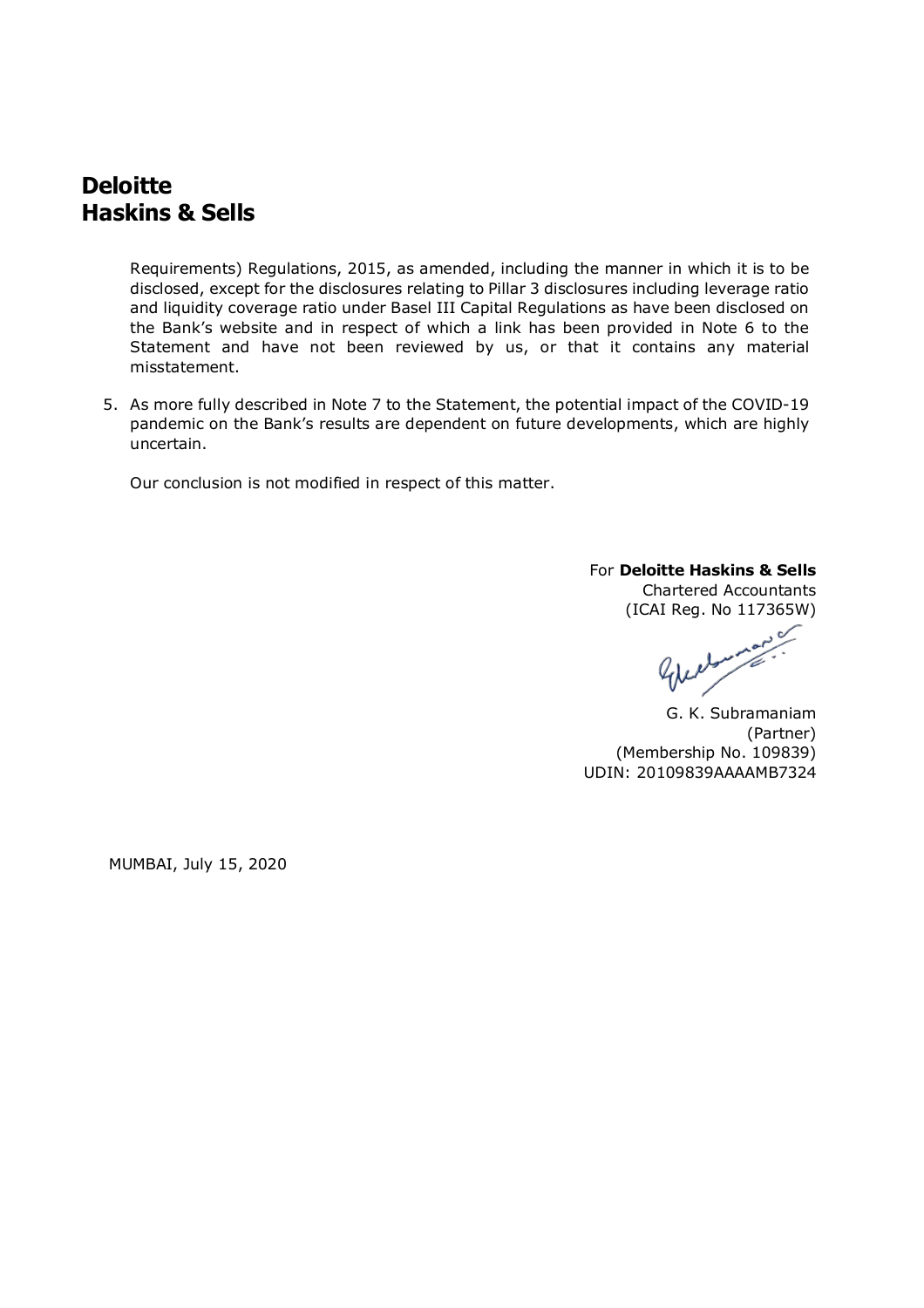**Deloitte**
**Haskins & Sells**

Requirements) Regulations, 2015, as amended, including the manner in which it is to be disclosed, except for the disclosures relating to Pillar 3 disclosures including leverage ratio and liquidity coverage ratio under Basel III Capital Regulations as have been disclosed on the Bank's website and in respect of which a link has been provided in Note 6 to the Statement and have not been reviewed by us, or that it contains any material misstatement.

5. As more fully described in Note 7 to the Statement, the potential impact of the COVID-19 pandemic on the Bank's results are dependent on future developments, which are highly uncertain.

   Our conclusion is not modified in respect of this matter.

For **Deloitte Haskins & Sells**
Chartered Accountants
(ICAI Reg. No 117365W)

G. K. Subramaniam
(Partner)
(Membership No. 109839)
UDIN: 20109839AAAAMB7324

MUMBAI, July 15, 2020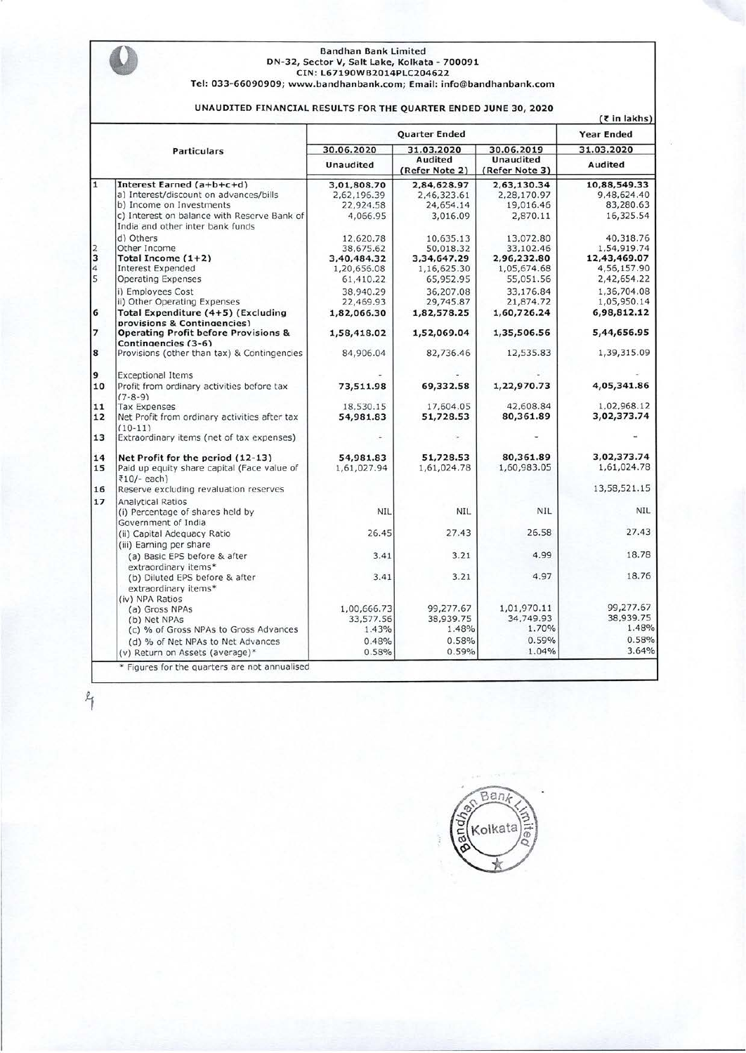**Bandhan Bank Limited**
**DN-32, Sector V, Salt Lake, Kolkata - 700091**
**CIN: L67190WB2014PLC204622**
**Tel: 033-66090909; www.bandhanbank.com; Email: info@bandhanbank.com**

## UNAUDITED FINANCIAL RESULTS FOR THE QUARTER ENDED JUNE 30, 2020

(₹ in lakhs)

| | Particulars | Quarter Ended | | | Year Ended |
|---|---|---|---|---|---|
| | | 30.06.2020 | 31.03.2020 | 30.06.2019 | 31.03.2020 |
| | | Unaudited | Audited (Refer Note 2) | Unaudited (Refer Note 3) | Audited |
| 1 | **Interest Earned (a+b+c+d)** | **3,01,808.70** | **2,84,628.97** | **2,63,130.34** | **10,88,549.33** |
| | a) Interest/discount on advances/bills | 2,62,196.39 | 2,46,323.61 | 2,28,170.97 | 9,48,624.40 |
| | b) Income on Investments | 22,924.58 | 24,654.14 | 19,016.46 | 83,280.63 |
| | c) Interest on balance with Reserve Bank of India and other inter bank funds | 4,066.95 | 3,016.09 | 2,870.11 | 16,325.54 |
| | d) Others | 12,620.78 | 10,635.13 | 13,072.80 | 40,318.76 |
| 2 | Other Income | 38,675.62 | 50,018.32 | 33,102.46 | 1,54,919.74 |
| 3 | **Total Income (1+2)** | **3,40,484.32** | **3,34,647.29** | **2,96,232.80** | **12,43,469.07** |
| 4 | Interest Expended | 1,20,656.08 | 1,16,625.30 | 1,05,674.68 | 4,56,157.90 |
| 5 | Operating Expenses | 61,410.22 | 65,952.95 | 55,051.56 | 2,42,654.22 |
| | i) Employees Cost | 38,940.29 | 36,207.08 | 33,176.84 | 1,36,704.08 |
| | ii) Other Operating Expenses | 22,469.93 | 29,745.87 | 21,874.72 | 1,05,950.14 |
| 6 | **Total Expenditure (4+5) (Excluding provisions & Contingencies)** | **1,82,066.30** | **1,82,578.25** | **1,60,726.24** | **6,98,812.12** |
| 7 | **Operating Profit before Provisions & Contingencies (3-6)** | **1,58,418.02** | **1,52,069.04** | **1,35,506.56** | **5,44,656.95** |
| 8 | Provisions (other than tax) & Contingencies | 84,906.04 | 82,736.46 | 12,535.83 | 1,39,315.09 |
| 9 | Exceptional Items | - | - | - | - |
| 10 | Profit from ordinary activities before tax (7-8-9) | **73,511.98** | **69,332.58** | **1,22,970.73** | **4,05,341.86** |
| 11 | Tax Expenses | 18,530.15 | 17,604.05 | 42,608.84 | 1,02,968.12 |
| 12 | Net Profit from ordinary activities after tax (10-11) | **54,981.83** | **51,728.53** | **80,361.89** | **3,02,373.74** |
| 13 | Extraordinary items (net of tax expenses) | - | - | - | - |
| 14 | **Net Profit for the period (12-13)** | **54,981.83** | **51,728.53** | **80,361.89** | **3,02,373.74** |
| 15 | Paid up equity share capital (Face value of ₹10/- each) | 1,61,027.94 | 1,61,024.78 | 1,60,983.05 | 1,61,024.78 |
| 16 | Reserve excluding revaluation reserves | | | | 13,58,521.15 |
| 17 | Analytical Ratios | | | | |
| | (i) Percentage of shares held by Government of India | NIL | NIL | NIL | NIL |
| | (ii) Capital Adequacy Ratio | 26.45 | 27.43 | 26.58 | 27.43 |
| | (iii) Earning per share | | | | |
| | (a) Basic EPS before & after extraordinary items* | 3.41 | 3.21 | 4.99 | 18.78 |
| | (b) Diluted EPS before & after extraordinary items* | 3.41 | 3.21 | 4.97 | 18.76 |
| | (iv) NPA Ratios | | | | |
| | (a) Gross NPAs | 1,00,666.73 | 99,277.67 | 1,01,970.11 | 99,277.67 |
| | (b) Net NPAs | 33,577.56 | 38,939.75 | 34,749.93 | 38,939.75 |
| | (c) % of Gross NPAs to Gross Advances | 1.43% | 1.48% | 1.70% | 1.48% |
| | (d) % of Net NPAs to Net Advances | 0.48% | 0.58% | 0.59% | 0.58% |
| | (v) Return on Assets (average)* | 0.58% | 0.59% | 1.04% | 3.64% |

\* Figures for the quarters are not annualised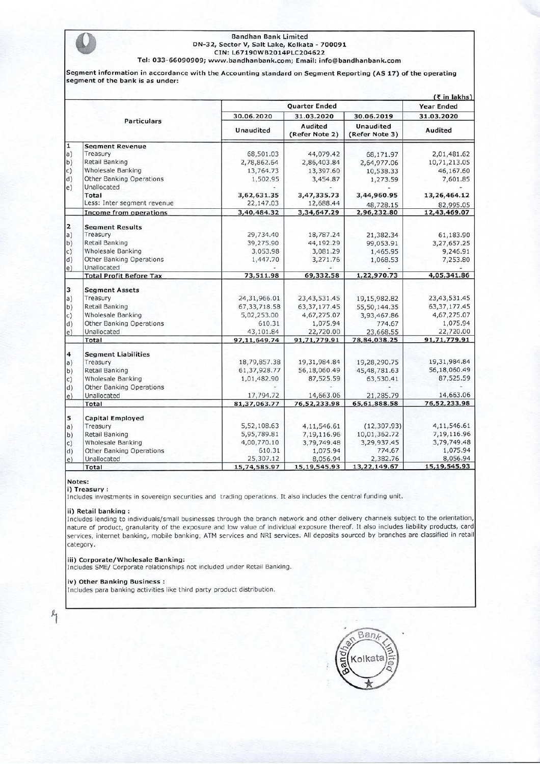**Bandhan Bank Limited**
**DN-32, Sector V, Salt Lake, Kolkata - 700091**
**CIN: L67190WB2014PLC204622**
**Tel: 033-66090909; www.bandhanbank.com; Email: info@bandhanbank.com**

**Segment information in accordance with the Accounting standard on Segment Reporting (AS 17) of the operating segment of the bank is as under:**

(₹ in lakhs)

| | Particulars | Quarter Ended | | | Year Ended |
|---|---|---|---|---|---|
| | | 30.06.2020 | 31.03.2020 | 30.06.2019 | 31.03.2020 |
| | | Unaudited | Audited (Refer Note 2) | Unaudited (Refer Note 3) | Audited |
| **1** | **Segment Revenue** | | | | |
| a) | Treasury | 68,501.03 | 44,079.42 | 68,171.97 | 2,01,481.62 |
| b) | Retail Banking | 2,78,862.64 | 2,86,403.84 | 2,64,977.06 | 10,71,213.05 |
| c) | Wholesale Banking | 13,764.73 | 13,397.60 | 10,538.33 | 46,167.60 |
| d) | Other Banking Operations | 1,502.95 | 3,454.87 | 1,273.59 | 7,601.85 |
| e) | Unallocated | - | - | - | - |
| | **Total** | **3,62,631.35** | **3,47,335.73** | **3,44,960.95** | **13,26,464.12** |
| | Less: Inter segment revenue | 22,147.03 | 12,688.44 | 48,728.15 | 82,995.05 |
| | **Income from operations** | **3,40,484.32** | **3,34,647.29** | **2,96,232.80** | **12,43,469.07** |
| **2** | **Segment Results** | | | | |
| a) | Treasury | 29,734.40 | 18,787.24 | 21,382.34 | 61,183.90 |
| b) | Retail Banking | 39,275.90 | 44,192.29 | 99,053.91 | 3,27,657.25 |
| c) | Wholesale Banking | 3,053.98 | 3,081.29 | 1,465.95 | 9,246.91 |
| d) | Other Banking Operations | 1,447.70 | 3,271.76 | 1,068.53 | 7,253.80 |
| e) | Unallocated | - | - | - | - |
| | **Total Profit Before Tax** | **73,511.98** | **69,332.58** | **1,22,970.73** | **4,05,341.86** |
| **3** | **Segment Assets** | | | | |
| a) | Treasury | 24,31,966.01 | 23,43,531.45 | 19,15,982.82 | 23,43,531.45 |
| b) | Retail Banking | 67,33,718.58 | 63,37,177.45 | 55,50,144.35 | 63,37,177.45 |
| c) | Wholesale Banking | 5,02,253.00 | 4,67,275.07 | 3,93,467.86 | 4,67,275.07 |
| d) | Other Banking Operations | 610.31 | 1,075.94 | 774.67 | 1,075.94 |
| e) | Unallocated | 43,101.84 | 22,720.00 | 23,668.55 | 22,720.00 |
| | **Total** | **97,11,649.74** | **91,71,779.91** | **78,84,038.25** | **91,71,779.91** |
| **4** | **Segment Liabilities** | | | | |
| a) | Treasury | 18,79,857.38 | 19,31,984.84 | 19,28,290.75 | 19,31,984.84 |
| b) | Retail Banking | 61,37,928.77 | 56,18,060.49 | 45,48,781.63 | 56,18,060.49 |
| c) | Wholesale Banking | 1,01,482.90 | 87,525.59 | 63,530.41 | 87,525.59 |
| d) | Other Banking Operations | - | - | - | - |
| e) | Unallocated | 17,794.72 | 14,663.06 | 21,285.79 | 14,663.06 |
| | **Total** | **81,37,063.77** | **76,52,233.98** | **65,61,888.58** | **76,52,233.98** |
| **5** | **Capital Employed** | | | | |
| a) | Treasury | 5,52,108.63 | 4,11,546.61 | (12,307.93) | 4,11,546.61 |
| b) | Retail Banking | 5,95,789.81 | 7,19,116.96 | 10,01,362.72 | 7,19,116.96 |
| c) | Wholesale Banking | 4,00,770.10 | 3,79,749.48 | 3,29,937.45 | 3,79,749.48 |
| d) | Other Banking Operations | 610.31 | 1,075.94 | 774.67 | 1,075.94 |
| e) | Unallocated | 25,307.12 | 8,056.94 | 2,382.76 | 8,056.94 |
| | **Total** | **15,74,585.97** | **15,19,545.93** | **13,22,149.67** | **15,19,545.93** |

**Notes:**

**i) Treasury :**
Includes investments in sovereign securities and trading operations. It also includes the central funding unit.

**ii) Retail banking :**
Includes lending to individuals/small businesses through the branch network and other delivery channels subject to the orientation, nature of product, granularity of the exposure and low value of individual exposure thereof. It also includes liability products, card services, internet banking, mobile banking, ATM services and NRI services. All deposits sourced by branches are classified in retail category.

**iii) Corporate/Wholesale Banking:**
Includes SME/ Corporate relationships not included under Retail Banking.

**iv) Other Banking Business :**
Includes para banking activities like third party product distribution.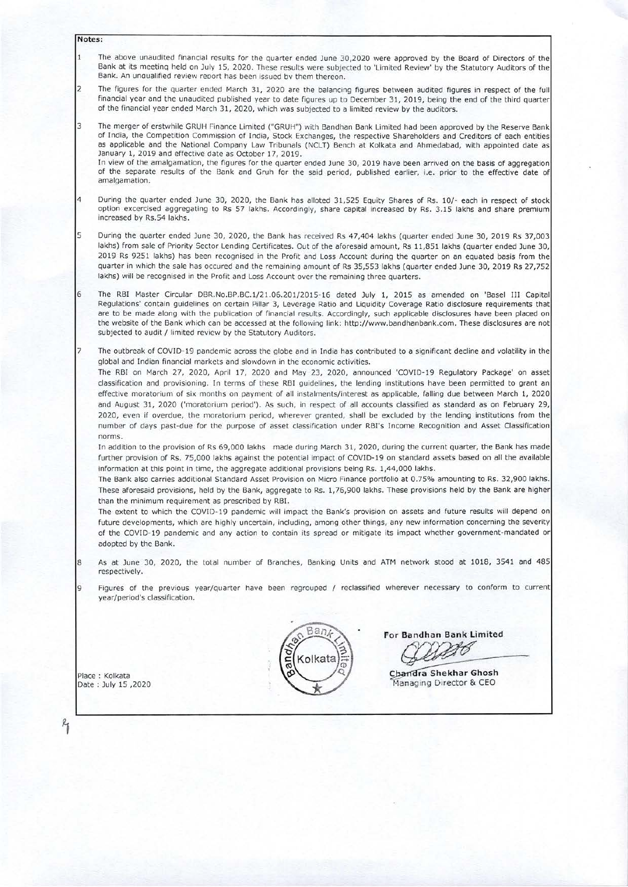**Notes:**

1. The above unaudited financial results for the quarter ended June 30,2020 were approved by the Board of Directors of the Bank at its meeting held on July 15, 2020. These results were subjected to 'Limited Review' by the Statutory Auditors of the Bank. An unqualified review report has been issued by them thereon.

2. The figures for the quarter ended March 31, 2020 are the balancing figures between audited figures in respect of the full financial year and the unaudited published year to date figures up to December 31, 2019, being the end of the third quarter of the financial year ended March 31, 2020, which was subjected to a limited review by the auditors.

3. The merger of erstwhile GRUH Finance Limited ("GRUH") with Bandhan Bank Limited had been approved by the Reserve Bank of India, the Competition Commission of India, Stock Exchanges, the respective Shareholders and Creditors of each entities as applicable and the National Company Law Tribunals (NCLT) Bench at Kolkata and Ahmedabad, with appointed date as January 1, 2019 and effective date as October 17, 2019.
In view of the amalgamation, the figures for the quarter ended June 30, 2019 have been arrived on the basis of aggregation of the separate results of the Bank and Gruh for the said period, published earlier, i.e. prior to the effective date of amalgamation.

4. During the quarter ended June 30, 2020, the Bank has alloted 31,525 Equity Shares of Rs. 10/- each in respect of stock option excercised aggregating to Rs 57 lakhs. Accordingly, share capital increased by Rs. 3.15 lakhs and share premium increased by Rs.54 lakhs.

5. During the quarter ended June 30, 2020, the Bank has received Rs 47,404 lakhs (quarter ended June 30, 2019 Rs 37,003 lakhs) from sale of Priority Sector Lending Certificates. Out of the aforesaid amount, Rs 11,851 lakhs (quarter ended June 30, 2019 Rs 9251 lakhs) has been recognised in the Profit and Loss Account during the quarter on an equated basis from the quarter in which the sale has occured and the remaining amount of Rs 35,553 lakhs (quarter ended June 30, 2019 Rs 27,752 lakhs) will be recognised in the Profit and Loss Account over the remaining three quarters.

6. The RBI Master Circular DBR.No.BP.BC.1/21.06.201/2015-16 dated July 1, 2015 as amended on 'Basel III Capital Regulations' contain guidelines on certain Pillar 3, Leverage Ratio and Liquidity Coverage Ratio disclosure requirements that are to be made along with the publication of financial results. Accordingly, such applicable disclosures have been placed on the website of the Bank which can be accessed at the following link: http://www.bandhanbank.com. These disclosures are not subjected to audit / limited review by the Statutory Auditors.

7. The outbreak of COVID-19 pandemic across the globe and in India has contributed to a significant decline and volatility in the global and Indian financial markets and slowdown in the economic activities.
The RBI on March 27, 2020, April 17, 2020 and May 23, 2020, announced 'COVID-19 Regulatory Package' on asset classification and provisioning. In terms of these RBI guidelines, the lending institutions have been permitted to grant an effective moratorium of six months on payment of all instalments/interest as applicable, falling due between March 1, 2020 and August 31, 2020 ('moratorium period'). As such, in respect of all accounts classified as standard as on February 29, 2020, even if overdue, the moratorium period, wherever granted, shall be excluded by the lending institutions from the number of days past-due for the purpose of asset classification under RBI's Income Recognition and Asset Classification norms.
In addition to the provision of Rs 69,000 lakhs made during March 31, 2020, during the current quarter, the Bank has made further provision of Rs. 75,000 lakhs against the potential impact of COVID-19 on standard assets based on all the available information at this point in time, the aggregate additional provisions being Rs. 1,44,000 lakhs.
The Bank also carries additional Standard Asset Provision on Micro Finance portfolio at 0.75% amounting to Rs. 32,900 lakhs. These aforesaid provisions, held by the Bank, aggregate to Rs. 1,76,900 lakhs. These provisions held by the Bank are higher than the minimum requirement as prescribed by RBI.
The extent to which the COVID-19 pandemic will impact the Bank's provision on assets and future results will depend on future developments, which are highly uncertain, including, among other things, any new information concerning the severity of the COVID-19 pandemic and any action to contain its spread or mitigate its impact whether government-mandated or adopted by the Bank.

8. As at June 30, 2020, the total number of Branches, Banking Units and ATM network stood at 1018, 3541 and 485 respectively.

9. Figures of the previous year/quarter have been regrouped / reclassified wherever necessary to conform to current year/period's classification.

Place : Kolkata
Date : July 15 ,2020

**For Bandhan Bank Limited**

**Chandra Shekhar Ghosh**
Managing Director & CEO